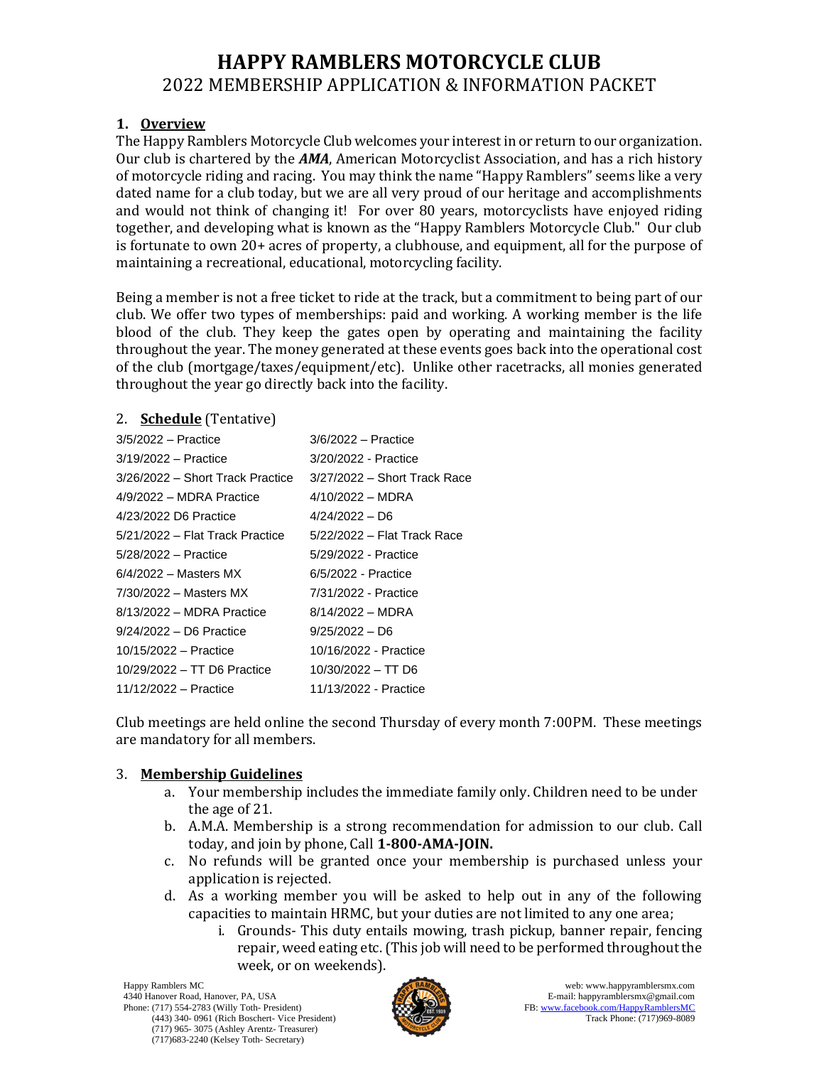# HAPPY RAMBLERS MOTORCYCLE CLUB

## 2022 MEMBERSHIP APPLICATION & INFORMATION PACKET

### 1. Overview

The Happy Ramblers Motorcycle Club welcomes your interest in or return to our organization. Our club is chartered by the ***AMA***, American Motorcyclist Association, and has a rich history of motorcycle riding and racing. You may think the name "Happy Ramblers" seems like a very dated name for a club today, but we are all very proud of our heritage and accomplishments and would not think of changing it! For over 80 years, motorcyclists have enjoyed riding together, and developing what is known as the "Happy Ramblers Motorcycle Club." Our club is fortunate to own 20+ acres of property, a clubhouse, and equipment, all for the purpose of maintaining a recreational, educational, motorcycling facility.

Being a member is not a free ticket to ride at the track, but a commitment to being part of our club. We offer two types of memberships: paid and working. A working member is the life blood of the club. They keep the gates open by operating and maintaining the facility throughout the year. The money generated at these events goes back into the operational cost of the club (mortgage/taxes/equipment/etc). Unlike other racetracks, all monies generated throughout the year go directly back into the facility.

### 2. Schedule (Tentative)

| | |
|---|---|
| 3/5/2022 – Practice | 3/6/2022 – Practice |
| 3/19/2022 – Practice | 3/20/2022 - Practice |
| 3/26/2022 – Short Track Practice | 3/27/2022 – Short Track Race |
| 4/9/2022 – MDRA Practice | 4/10/2022 – MDRA |
| 4/23/2022 D6 Practice | 4/24/2022 – D6 |
| 5/21/2022 – Flat Track Practice | 5/22/2022 – Flat Track Race |
| 5/28/2022 – Practice | 5/29/2022 - Practice |
| 6/4/2022 – Masters MX | 6/5/2022 - Practice |
| 7/30/2022 – Masters MX | 7/31/2022 - Practice |
| 8/13/2022 – MDRA Practice | 8/14/2022 – MDRA |
| 9/24/2022 – D6 Practice | 9/25/2022 – D6 |
| 10/15/2022 – Practice | 10/16/2022 - Practice |
| 10/29/2022 – TT D6 Practice | 10/30/2022 – TT D6 |
| 11/12/2022 – Practice | 11/13/2022 - Practice |

Club meetings are held online the second Thursday of every month 7:00PM. These meetings are mandatory for all members.

### 3. Membership Guidelines

a. Your membership includes the immediate family only. Children need to be under the age of 21.

b. A.M.A. Membership is a strong recommendation for admission to our club. Call today, and join by phone, Call **1-800-AMA-JOIN.**

c. No refunds will be granted once your membership is purchased unless your application is rejected.

d. As a working member you will be asked to help out in any of the following capacities to maintain HRMC, but your duties are not limited to any one area;

   i. Grounds- This duty entails mowing, trash pickup, banner repair, fencing repair, weed eating etc. (This job will need to be performed throughout the week, or on weekends).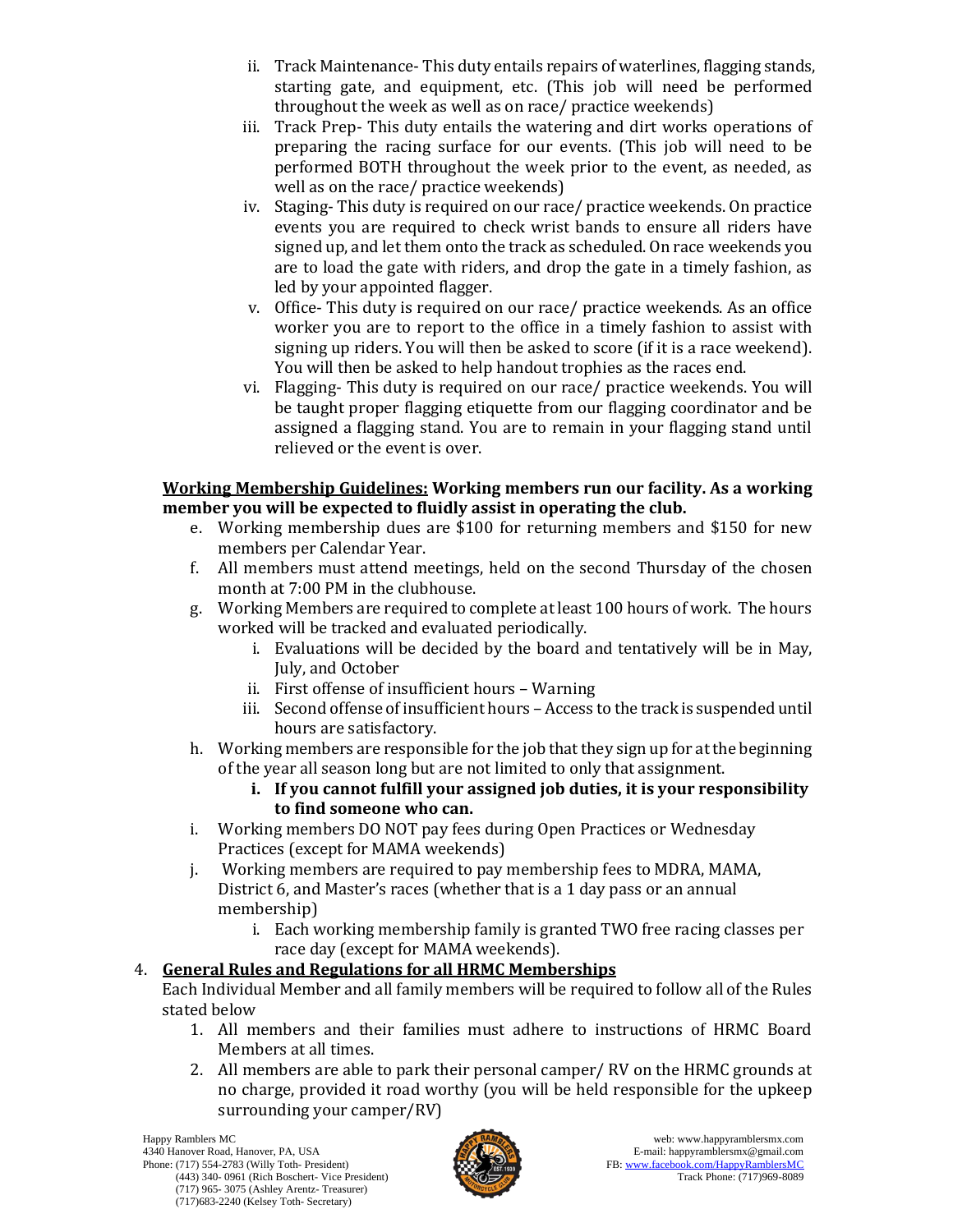ii. Track Maintenance- This duty entails repairs of waterlines, flagging stands, starting gate, and equipment, etc. (This job will need be performed throughout the week as well as on race/ practice weekends)

iii. Track Prep- This duty entails the watering and dirt works operations of preparing the racing surface for our events. (This job will need to be performed BOTH throughout the week prior to the event, as needed, as well as on the race/ practice weekends)

iv. Staging- This duty is required on our race/ practice weekends. On practice events you are required to check wrist bands to ensure all riders have signed up, and let them onto the track as scheduled. On race weekends you are to load the gate with riders, and drop the gate in a timely fashion, as led by your appointed flagger.

v. Office- This duty is required on our race/ practice weekends. As an office worker you are to report to the office in a timely fashion to assist with signing up riders. You will then be asked to score (if it is a race weekend). You will then be asked to help handout trophies as the races end.

vi. Flagging- This duty is required on our race/ practice weekends. You will be taught proper flagging etiquette from our flagging coordinator and be assigned a flagging stand. You are to remain in your flagging stand until relieved or the event is over.

**<u>Working Membership Guidelines:</u> Working members run our facility. As a working member you will be expected to fluidly assist in operating the club.**

e. Working membership dues are $100 for returning members and $150 for new members per Calendar Year.

f. All members must attend meetings, held on the second Thursday of the chosen month at 7:00 PM in the clubhouse.

g. Working Members are required to complete at least 100 hours of work. The hours worked will be tracked and evaluated periodically.
   i. Evaluations will be decided by the board and tentatively will be in May, July, and October
   ii. First offense of insufficient hours – Warning
   iii. Second offense of insufficient hours – Access to the track is suspended until hours are satisfactory.

h. Working members are responsible for the job that they sign up for at the beginning of the year all season long but are not limited to only that assignment.
   **i. If you cannot fulfill your assigned job duties, it is your responsibility to find someone who can.**

i. Working members DO NOT pay fees during Open Practices or Wednesday Practices (except for MAMA weekends)

j. Working members are required to pay membership fees to MDRA, MAMA, District 6, and Master's races (whether that is a 1 day pass or an annual membership)
   i. Each working membership family is granted TWO free racing classes per race day (except for MAMA weekends).

4. **<u>General Rules and Regulations for all HRMC Memberships</u>**

Each Individual Member and all family members will be required to follow all of the Rules stated below

1. All members and their families must adhere to instructions of HRMC Board Members at all times.
2. All members are able to park their personal camper/ RV on the HRMC grounds at no charge, provided it road worthy (you will be held responsible for the upkeep surrounding your camper/RV)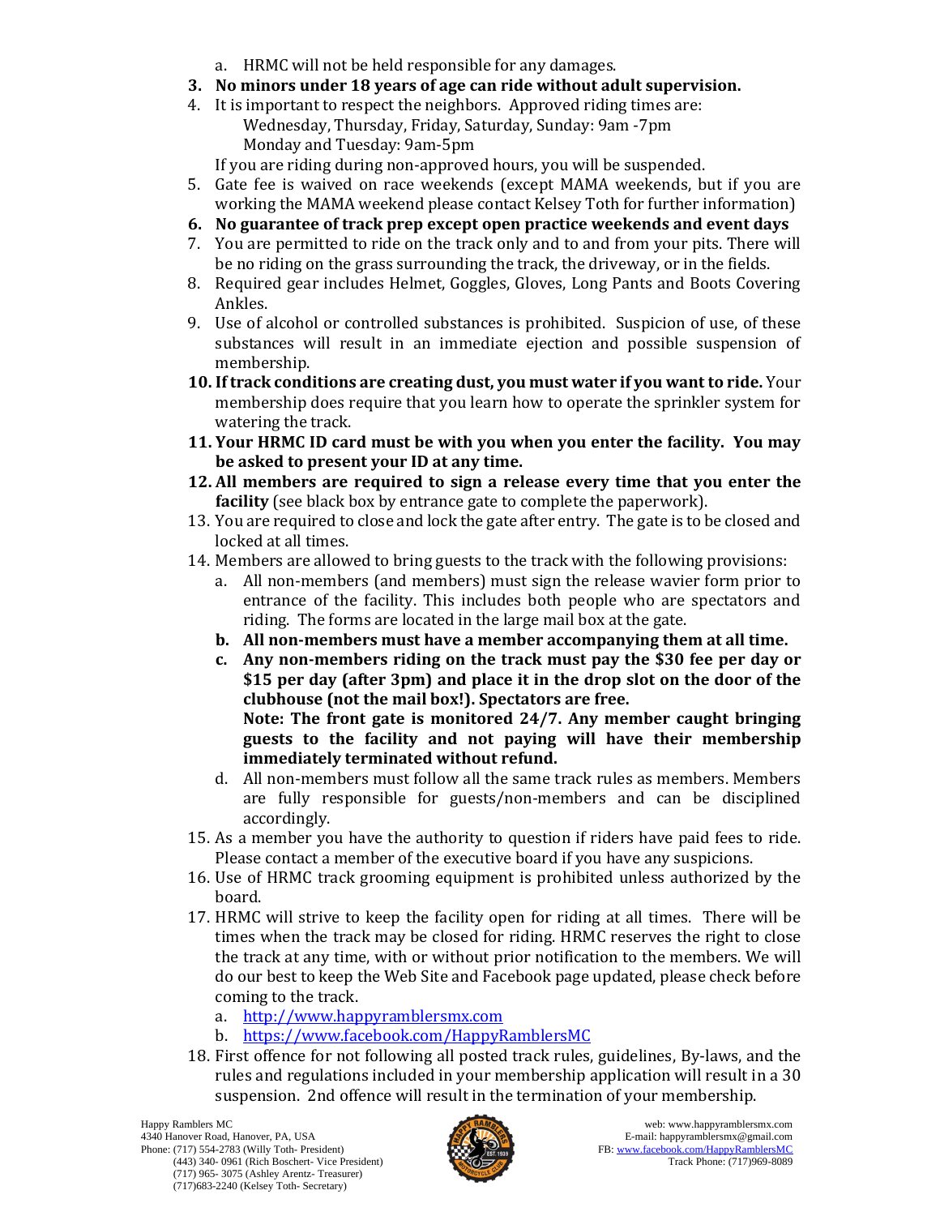a. HRMC will not be held responsible for any damages.

3. **No minors under 18 years of age can ride without adult supervision.**
4. It is important to respect the neighbors. Approved riding times are:
   Wednesday, Thursday, Friday, Saturday, Sunday: 9am -7pm
   Monday and Tuesday: 9am-5pm
   If you are riding during non-approved hours, you will be suspended.
5. Gate fee is waived on race weekends (except MAMA weekends, but if you are working the MAMA weekend please contact Kelsey Toth for further information)
6. **No guarantee of track prep except open practice weekends and event days**
7. You are permitted to ride on the track only and to and from your pits. There will be no riding on the grass surrounding the track, the driveway, or in the fields.
8. Required gear includes Helmet, Goggles, Gloves, Long Pants and Boots Covering Ankles.
9. Use of alcohol or controlled substances is prohibited. Suspicion of use, of these substances will result in an immediate ejection and possible suspension of membership.
10. **If track conditions are creating dust, you must water if you want to ride.** Your membership does require that you learn how to operate the sprinkler system for watering the track.
11. **Your HRMC ID card must be with you when you enter the facility. You may be asked to present your ID at any time.**
12. **All members are required to sign a release every time that you enter the facility** (see black box by entrance gate to complete the paperwork).
13. You are required to close and lock the gate after entry. The gate is to be closed and locked at all times.
14. Members are allowed to bring guests to the track with the following provisions:
    a. All non-members (and members) must sign the release wavier form prior to entrance of the facility. This includes both people who are spectators and riding. The forms are located in the large mail box at the gate.
    b. **All non-members must have a member accompanying them at all time.**
    c. **Any non-members riding on the track must pay the $30 fee per day or $15 per day (after 3pm) and place it in the drop slot on the door of the clubhouse (not the mail box!). Spectators are free.**
       **Note: The front gate is monitored 24/7. Any member caught bringing guests to the facility and not paying will have their membership immediately terminated without refund.**
    d. All non-members must follow all the same track rules as members. Members are fully responsible for guests/non-members and can be disciplined accordingly.
15. As a member you have the authority to question if riders have paid fees to ride. Please contact a member of the executive board if you have any suspicions.
16. Use of HRMC track grooming equipment is prohibited unless authorized by the board.
17. HRMC will strive to keep the facility open for riding at all times. There will be times when the track may be closed for riding. HRMC reserves the right to close the track at any time, with or without prior notification to the members. We will do our best to keep the Web Site and Facebook page updated, please check before coming to the track.
    a. [http://www.happyramblersmx.com](http://www.happyramblersmx.com)
    b. [https://www.facebook.com/HappyRamblersMC](https://www.facebook.com/HappyRamblersMC)
18. First offence for not following all posted track rules, guidelines, By-laws, and the rules and regulations included in your membership application will result in a 30 suspension. 2nd offence will result in the termination of your membership.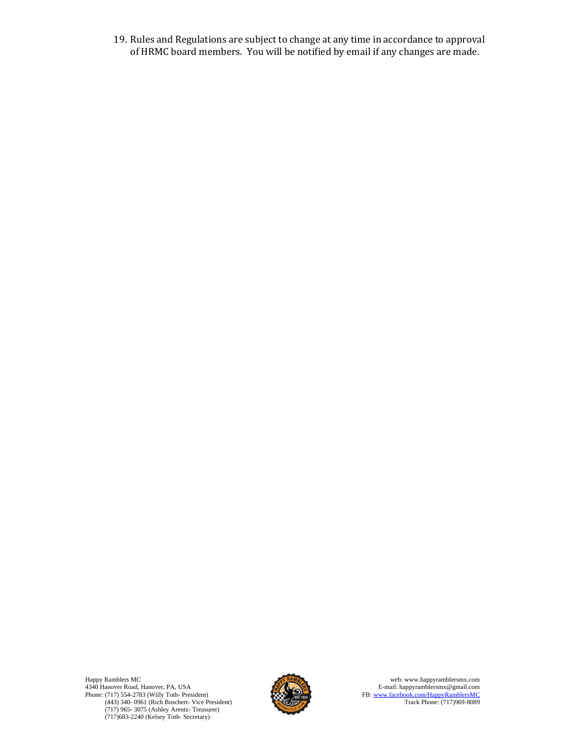19. Rules and Regulations are subject to change at any time in accordance to approval of HRMC board members. You will be notified by email if any changes are made.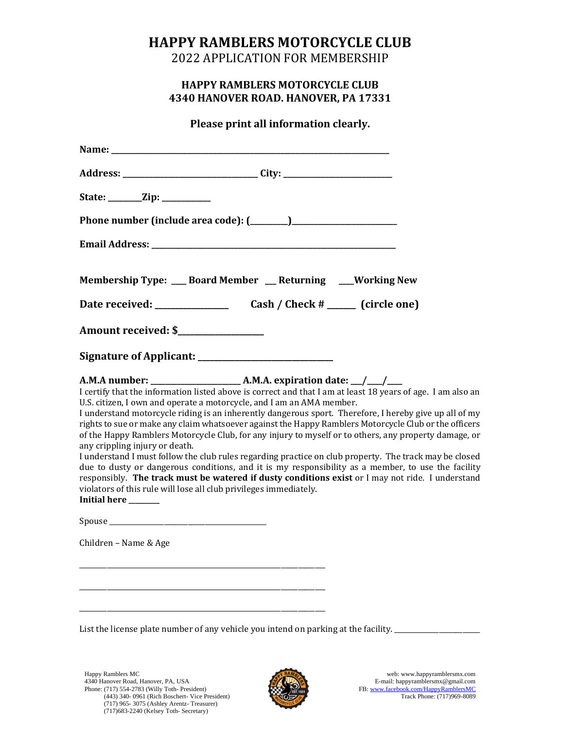# HAPPY RAMBLERS MOTORCYCLE CLUB

2022 APPLICATION FOR MEMBERSHIP

**HAPPY RAMBLERS MOTORCYCLE CLUB**
**4340 HANOVER ROAD. HANOVER, PA 17331**

**Please print all information clearly.**

**Name:** ___________________________________________________________________

**Address:** _________________________________ **City:** __________________________

**State:** ________**Zip:** ___________

**Phone number (include area code): (_________)_________________________**

**Email Address:** ____________________________________________________________

**Membership Type:** ___ **Board Member** __ **Returning** ___**Working New**

**Date received:** _______________ **Cash / Check #** ______ **(circle one)**

**Amount received: $**___________________

**Signature of Applicant:** ______________________________

**A.M.A number:** _____________________ **A.M.A. expiration date:** ___/____/____

I certify that the information listed above is correct and that I am at least 18 years of age. I am also an U.S. citizen, I own and operate a motorcycle, and I am an AMA member.

I understand motorcycle riding is an inherently dangerous sport. Therefore, I hereby give up all of my rights to sue or make any claim whatsoever against the Happy Ramblers Motorcycle Club or the officers of the Happy Ramblers Motorcycle Club, for any injury to myself or to others, any property damage, or any crippling injury or death.

I understand I must follow the club rules regarding practice on club property. The track may be closed due to dusty or dangerous conditions, and it is my responsibility as a member, to use the facility responsibly. **The track must be watered if dusty conditions exist** or I may not ride. I understand violators of this rule will lose all club privileges immediately.

**Initial here** ________

Spouse __________________________________________

Children – Name & Age

_______________________________________________________________

_______________________________________________________________

_______________________________________________________________

List the license plate number of any vehicle you intend on parking at the facility. ______________________

Happy Ramblers MC
4340 Hanover Road, Hanover, PA, USA
Phone: (717) 554-2783 (Willy Toth- President)
(443) 340- 0961 (Rich Boschert- Vice President)
(717) 965- 3075 (Ashley Arentz- Treasurer)
(717)683-2240 (Kelsey Toth- Secretary)

web: www.happyramblersmx.com
E-mail: happyramblersmx@gmail.com
FB: www.facebook.com/HappyRamblersMC
Track Phone: (717)969-8089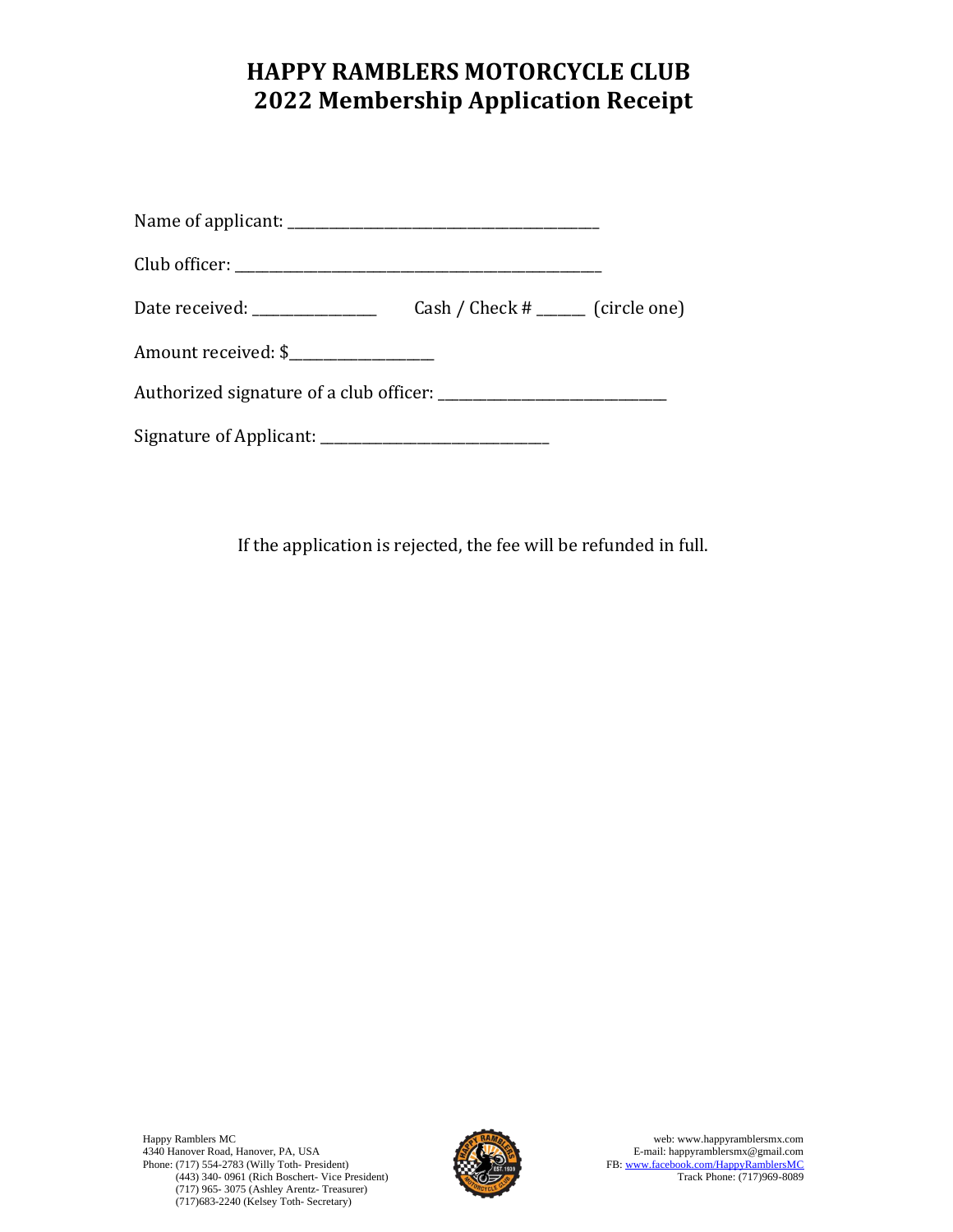# HAPPY RAMBLERS MOTORCYCLE CLUB
# 2022 Membership Application Receipt

Name of applicant: ___________________________________________

Club officer: ____________________________________________________

Date received: _________________     Cash / Check # ______  (circle one)

Amount received: $____________________

Authorized signature of a club officer: _______________________________

Signature of Applicant: _______________________________

If the application is rejected, the fee will be refunded in full.

Happy Ramblers MC
4340 Hanover Road, Hanover, PA, USA
Phone: (717) 554-2783 (Willy Toth- President)
(443) 340- 0961 (Rich Boschert- Vice President)
(717) 965- 3075 (Ashley Arentz- Treasurer)
(717)683-2240 (Kelsey Toth- Secretary)

web: www.happyramblersmx.com
E-mail: happyramblersmx@gmail.com
FB: www.facebook.com/HappyRamblersMC
Track Phone: (717)969-8089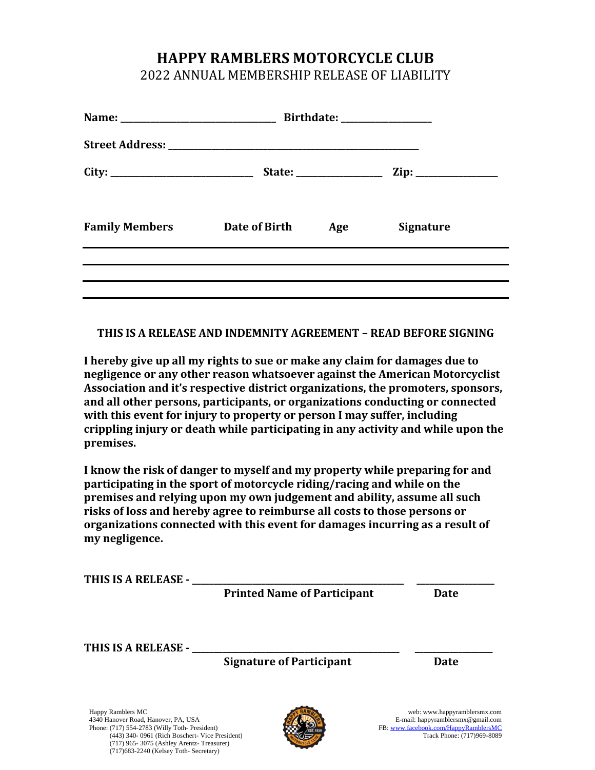# HAPPY RAMBLERS MOTORCYCLE CLUB

2022 ANNUAL MEMBERSHIP RELEASE OF LIABILITY

**Name:** ______________________________ **Birthdate:** ________________

**Street Address:** ____________________________________________

**City:** __________________________ **State:** ________________ **Zip:** _______________

| Family Members | Date of Birth | Age | Signature |
|---|---|---|---|
| | | | |
| | | | |
| | | | |

**THIS IS A RELEASE AND INDEMNITY AGREEMENT – READ BEFORE SIGNING**

**I hereby give up all my rights to sue or make any claim for damages due to negligence or any other reason whatsoever against the American Motorcyclist Association and it's respective district organizations, the promoters, sponsors, and all other persons, participants, or organizations conducting or connected with this event for injury to property or person I may suffer, including crippling injury or death while participating in any activity and while upon the premises.**

**I know the risk of danger to myself and my property while preparing for and participating in the sport of motorcycle riding/racing and while on the premises and relying upon my own judgement and ability, assume all such risks of loss and hereby agree to reimburse all costs to those persons or organizations connected with this event for damages incurring as a result of my negligence.**

**THIS IS A RELEASE -** ________________________________________ _______________

**Printed Name of Participant** **Date**

**THIS IS A RELEASE -** ________________________________________ _______________

**Signature of Participant** **Date**

Happy Ramblers MC
4340 Hanover Road, Hanover, PA, USA
Phone: (717) 554-2783 (Willy Toth- President)
(443) 340- 0961 (Rich Boschert- Vice President)
(717) 965- 3075 (Ashley Arentz- Treasurer)
(717)683-2240 (Kelsey Toth- Secretary)

web: www.happyramblersmx.com
E-mail: happyramblersmx@gmail.com
FB: www.facebook.com/HappyRamblersMC
Track Phone: (717)969-8089